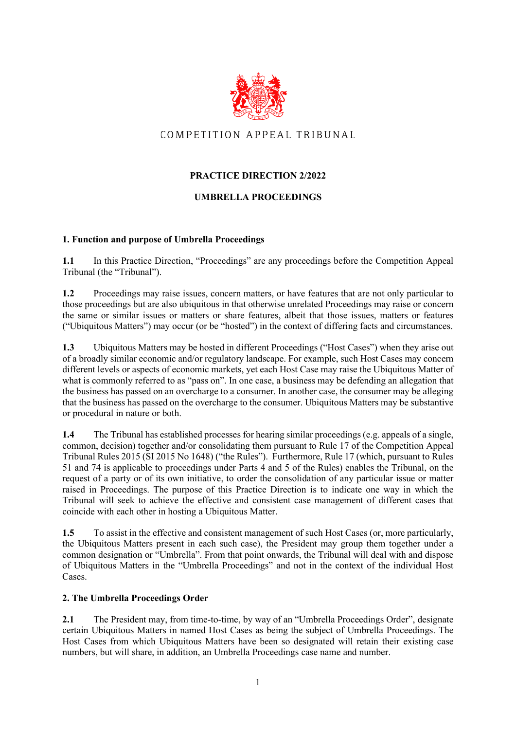COMPETITION APPEAL TRIBUNAL

**PRACTICE DIRECTION 2/2022**

**UMBRELLA PROCEEDINGS**

**1. Function and purpose of Umbrella Proceedings**

**1.1** In this Practice Direction, "Proceedings" are any proceedings before the Competition Appeal Tribunal (the "Tribunal").

**1.2** Proceedings may raise issues, concern matters, or have features that are not only particular to those proceedings but are also ubiquitous in that otherwise unrelated Proceedings may raise or concern the same or similar issues or matters or share features, albeit that those issues, matters or features ("Ubiquitous Matters") may occur (or be "hosted") in the context of differing facts and circumstances.

**1.3** Ubiquitous Matters may be hosted in different Proceedings ("Host Cases") when they arise out of a broadly similar economic and/or regulatory landscape. For example, such Host Cases may concern different levels or aspects of economic markets, yet each Host Case may raise the Ubiquitous Matter of what is commonly referred to as "pass on". In one case, a business may be defending an allegation that the business has passed on an overcharge to a consumer. In another case, the consumer may be alleging that the business has passed on the overcharge to the consumer. Ubiquitous Matters may be substantive or procedural in nature or both.

**1.4** The Tribunal has established processes for hearing similar proceedings (e.g. appeals of a single, common, decision) together and/or consolidating them pursuant to Rule 17 of the Competition Appeal Tribunal Rules 2015 (SI 2015 No 1648) ("the Rules"). Furthermore, Rule 17 (which, pursuant to Rules 51 and 74 is applicable to proceedings under Parts 4 and 5 of the Rules) enables the Tribunal, on the request of a party or of its own initiative, to order the consolidation of any particular issue or matter raised in Proceedings. The purpose of this Practice Direction is to indicate one way in which the Tribunal will seek to achieve the effective and consistent case management of different cases that coincide with each other in hosting a Ubiquitous Matter.

**1.5** To assist in the effective and consistent management of such Host Cases (or, more particularly, the Ubiquitous Matters present in each such case), the President may group them together under a common designation or "Umbrella". From that point onwards, the Tribunal will deal with and dispose of Ubiquitous Matters in the "Umbrella Proceedings" and not in the context of the individual Host Cases.

**2. The Umbrella Proceedings Order**

**2.1** The President may, from time-to-time, by way of an "Umbrella Proceedings Order", designate certain Ubiquitous Matters in named Host Cases as being the subject of Umbrella Proceedings. The Host Cases from which Ubiquitous Matters have been so designated will retain their existing case numbers, but will share, in addition, an Umbrella Proceedings case name and number.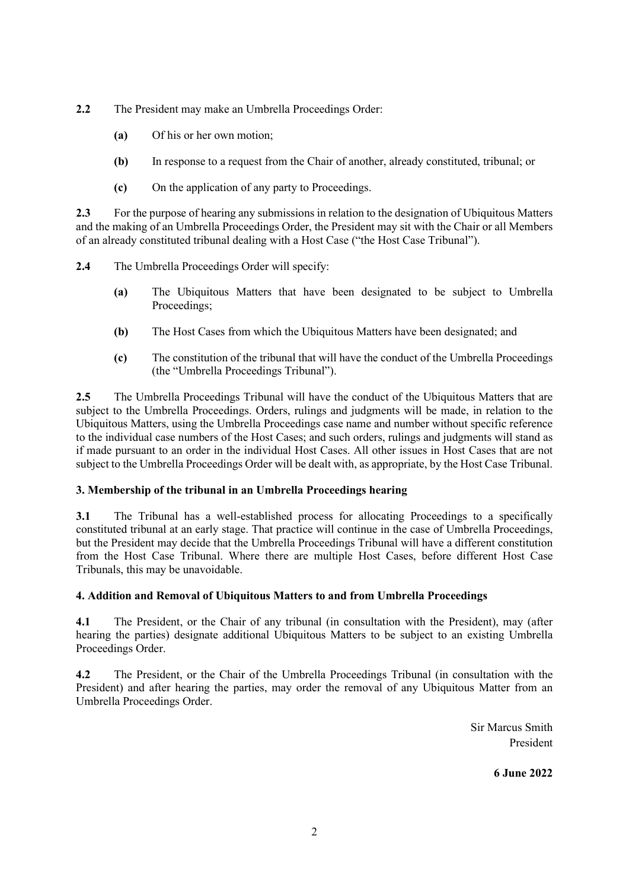**2.2** The President may make an Umbrella Proceedings Order:

- **(a)** Of his or her own motion;
- **(b)** In response to a request from the Chair of another, already constituted, tribunal; or
- **(c)** On the application of any party to Proceedings.

**2.3** For the purpose of hearing any submissions in relation to the designation of Ubiquitous Matters and the making of an Umbrella Proceedings Order, the President may sit with the Chair or all Members of an already constituted tribunal dealing with a Host Case ("the Host Case Tribunal").

**2.4** The Umbrella Proceedings Order will specify:

- **(a)** The Ubiquitous Matters that have been designated to be subject to Umbrella Proceedings;
- **(b)** The Host Cases from which the Ubiquitous Matters have been designated; and
- **(c)** The constitution of the tribunal that will have the conduct of the Umbrella Proceedings (the "Umbrella Proceedings Tribunal").

**2.5** The Umbrella Proceedings Tribunal will have the conduct of the Ubiquitous Matters that are subject to the Umbrella Proceedings. Orders, rulings and judgments will be made, in relation to the Ubiquitous Matters, using the Umbrella Proceedings case name and number without specific reference to the individual case numbers of the Host Cases; and such orders, rulings and judgments will stand as if made pursuant to an order in the individual Host Cases. All other issues in Host Cases that are not subject to the Umbrella Proceedings Order will be dealt with, as appropriate, by the Host Case Tribunal.

### 3. Membership of the tribunal in an Umbrella Proceedings hearing

**3.1** The Tribunal has a well-established process for allocating Proceedings to a specifically constituted tribunal at an early stage. That practice will continue in the case of Umbrella Proceedings, but the President may decide that the Umbrella Proceedings Tribunal will have a different constitution from the Host Case Tribunal. Where there are multiple Host Cases, before different Host Case Tribunals, this may be unavoidable.

### 4. Addition and Removal of Ubiquitous Matters to and from Umbrella Proceedings

**4.1** The President, or the Chair of any tribunal (in consultation with the President), may (after hearing the parties) designate additional Ubiquitous Matters to be subject to an existing Umbrella Proceedings Order.

**4.2** The President, or the Chair of the Umbrella Proceedings Tribunal (in consultation with the President) and after hearing the parties, may order the removal of any Ubiquitous Matter from an Umbrella Proceedings Order.

Sir Marcus Smith
President

**6 June 2022**